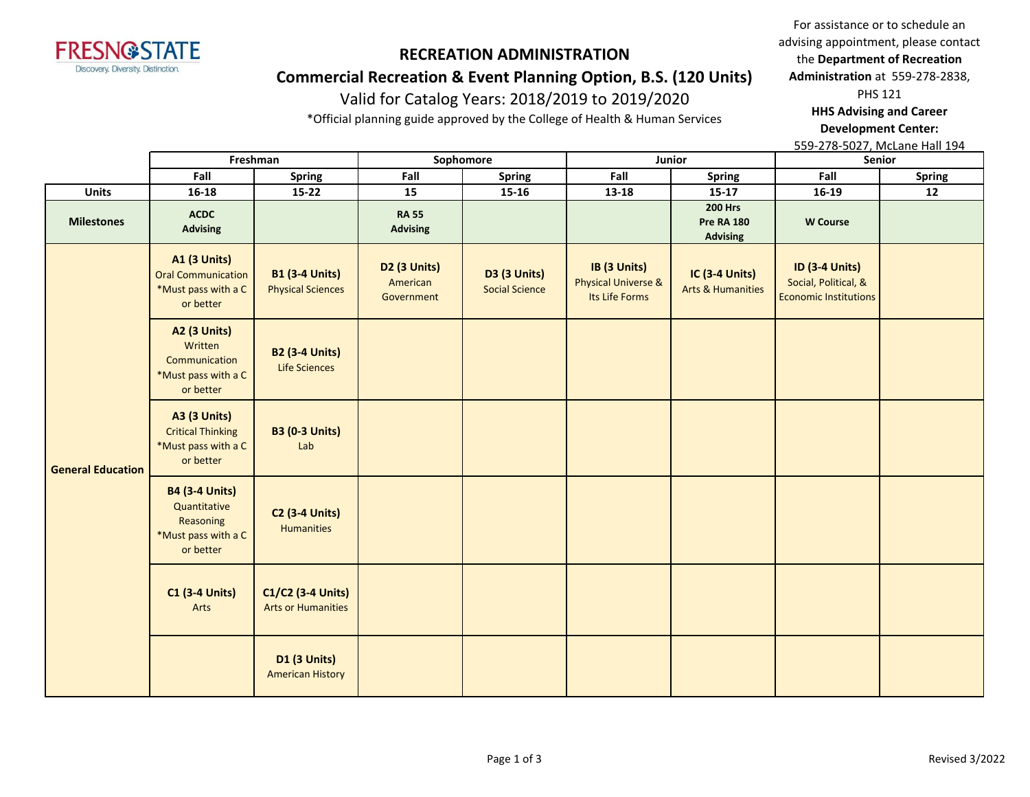FRESNO STATE
Discovery. Diversity. Distinction.

# RECREATION ADMINISTRATION

## Commercial Recreation & Event Planning Option, B.S. (120 Units)

Valid for Catalog Years: 2018/2019 to 2019/2020

*Official planning guide approved by the College of Health & Human Services

For assistance or to schedule an advising appointment, please contact the **Department of Recreation Administration** at 559-278-2838, PHS 121

**HHS Advising and Career Development Center:** 559-278-5027, McLane Hall 194

| | Freshman | | Sophomore | | Junior | | Senior | |
|---|---|---|---|---|---|---|---|---|
| | Fall | Spring | Fall | Spring | Fall | Spring | Fall | Spring |
| **Units** | 16-18 | 15-22 | 15 | 15-16 | 13-18 | 15-17 | 16-19 | 12 |
| **Milestones** | **ACDC Advising** | | **RA 55 Advising** | | | **200 Hrs Pre RA 180 Advising** | **W Course** | |
| **General Education** | **A1 (3 Units)** Oral Communication *Must pass with a C or better | **B1 (3-4 Units)** Physical Sciences | **D2 (3 Units)** American Government | **D3 (3 Units)** Social Science | **IB (3 Units)** Physical Universe & Its Life Forms | **IC (3-4 Units)** Arts & Humanities | **ID (3-4 Units)** Social, Political, & Economic Institutions | |
| | **A2 (3 Units)** Written Communication *Must pass with a C or better | **B2 (3-4 Units)** Life Sciences | | | | | | |
| | **A3 (3 Units)** Critical Thinking *Must pass with a C or better | **B3 (0-3 Units)** Lab | | | | | | |
| | **B4 (3-4 Units)** Quantitative Reasoning *Must pass with a C or better | **C2 (3-4 Units)** Humanities | | | | | | |
| | **C1 (3-4 Units)** Arts | **C1/C2 (3-4 Units)** Arts or Humanities | | | | | | |
| | | **D1 (3 Units)** American History | | | | | | |

Revised 3/2022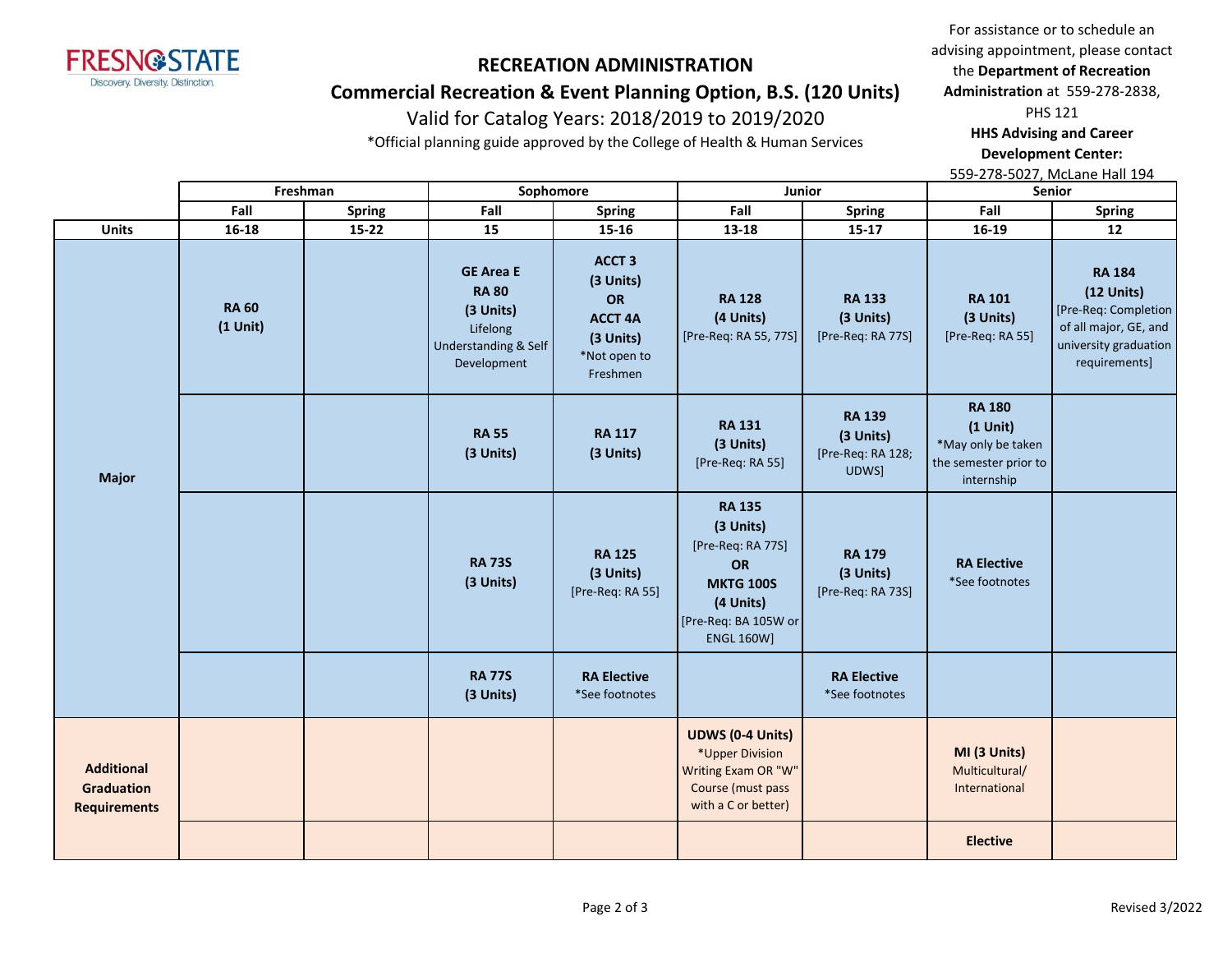# RECREATION ADMINISTRATION

## Commercial Recreation & Event Planning Option, B.S. (120 Units)

Valid for Catalog Years: 2018/2019 to 2019/2020

*Official planning guide approved by the College of Health & Human Services

For assistance or to schedule an advising appointment, please contact the **Department of Recreation Administration** at 559-278-2838, PHS 121

**HHS Advising and Career Development Center:** 559-278-5027, McLane Hall 194

| | Freshman | | Sophomore | | Junior | | Senior | |
|---|---|---|---|---|---|---|---|---|
| | **Fall** | **Spring** | **Fall** | **Spring** | **Fall** | **Spring** | **Fall** | **Spring** |
| **Units** | **16-18** | **15-22** | **15** | **15-16** | **13-18** | **15-17** | **16-19** | **12** |
| **Major** | **RA 60 (1 Unit)** | | **GE Area E RA 80 (3 Units)** Lifelong Understanding & Self Development | **ACCT 3 (3 Units) OR ACCT 4A (3 Units)** *Not open to Freshmen | **RA 128 (4 Units)** [Pre-Req: RA 55, 77S] | **RA 133 (3 Units)** [Pre-Req: RA 77S] | **RA 101 (3 Units)** [Pre-Req: RA 55] | **RA 184 (12 Units)** [Pre-Req: Completion of all major, GE, and university graduation requirements] |
| | | | **RA 55 (3 Units)** | **RA 117 (3 Units)** | **RA 131 (3 Units)** [Pre-Req: RA 55] | **RA 139 (3 Units)** [Pre-Req: RA 128; UDWS] | **RA 180 (1 Unit)** *May only be taken the semester prior to internship | |
| | | | **RA 73S (3 Units)** | **RA 125 (3 Units)** [Pre-Req: RA 55] | **RA 135 (3 Units)** [Pre-Req: RA 77S] **OR MKTG 100S (4 Units)** [Pre-Req: BA 105W or ENGL 160W] | **RA 179 (3 Units)** [Pre-Req: RA 73S] | **RA Elective** *See footnotes | |
| | | | **RA 77S (3 Units)** | **RA Elective** *See footnotes | | **RA Elective** *See footnotes | | |
| **Additional Graduation Requirements** | | | | | **UDWS (0-4 Units)** *Upper Division Writing Exam OR "W" Course (must pass with a C or better) | | **MI (3 Units)** Multicultural/ International | |
| | | | | | | | **Elective** | |

Revised 3/2022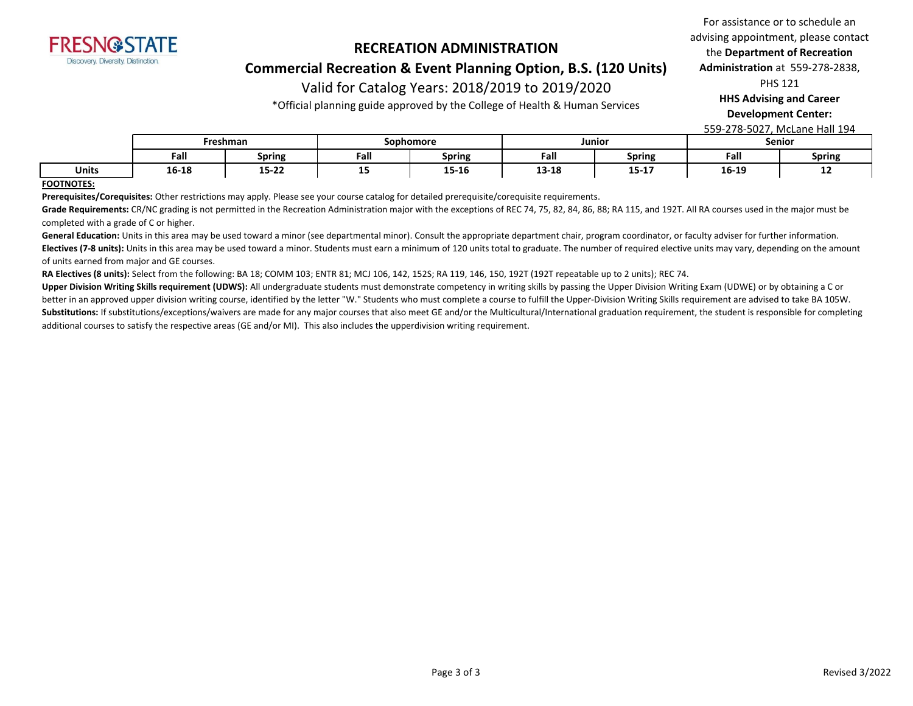# RECREATION ADMINISTRATION

## Commercial Recreation & Event Planning Option, B.S. (120 Units)

Valid for Catalog Years: 2018/2019 to 2019/2020

*Official planning guide approved by the College of Health & Human Services

For assistance or to schedule an advising appointment, please contact the **Department of Recreation Administration** at 559-278-2838, PHS 121

**HHS Advising and Career Development Center:** 559-278-5027, McLane Hall 194

| | Freshman | | Sophomore | | Junior | | Senior | |
|---|---|---|---|---|---|---|---|---|
| | **Fall** | **Spring** | **Fall** | **Spring** | **Fall** | **Spring** | **Fall** | **Spring** |
| **Units** | **16-18** | **15-22** | **15** | **15-16** | **13-18** | **15-17** | **16-19** | **12** |

**FOOTNOTES:**

**Prerequisites/Corequisites:** Other restrictions may apply. Please see your course catalog for detailed prerequisite/corequisite requirements.

**Grade Requirements:** CR/NC grading is not permitted in the Recreation Administration major with the exceptions of REC 74, 75, 82, 84, 86, 88; RA 115, and 192T. All RA courses used in the major must be completed with a grade of C or higher.

**General Education:** Units in this area may be used toward a minor (see departmental minor). Consult the appropriate department chair, program coordinator, or faculty adviser for further information.

**Electives (7-8 units):** Units in this area may be used toward a minor. Students must earn a minimum of 120 units total to graduate. The number of required elective units may vary, depending on the amount of units earned from major and GE courses.

**RA Electives (8 units):** Select from the following: BA 18; COMM 103; ENTR 81; MCJ 106, 142, 152S; RA 119, 146, 150, 192T (192T repeatable up to 2 units); REC 74.

**Upper Division Writing Skills requirement (UDWS):** All undergraduate students must demonstrate competency in writing skills by passing the Upper Division Writing Exam (UDWE) or by obtaining a C or better in an approved upper division writing course, identified by the letter "W." Students who must complete a course to fulfill the Upper-Division Writing Skills requirement are advised to take BA 105W.

**Substitutions:** If substitutions/exceptions/waivers are made for any major courses that also meet GE and/or the Multicultural/International graduation requirement, the student is responsible for completing additional courses to satisfy the respective areas (GE and/or MI). This also includes the upperdivision writing requirement.

Revised 3/2022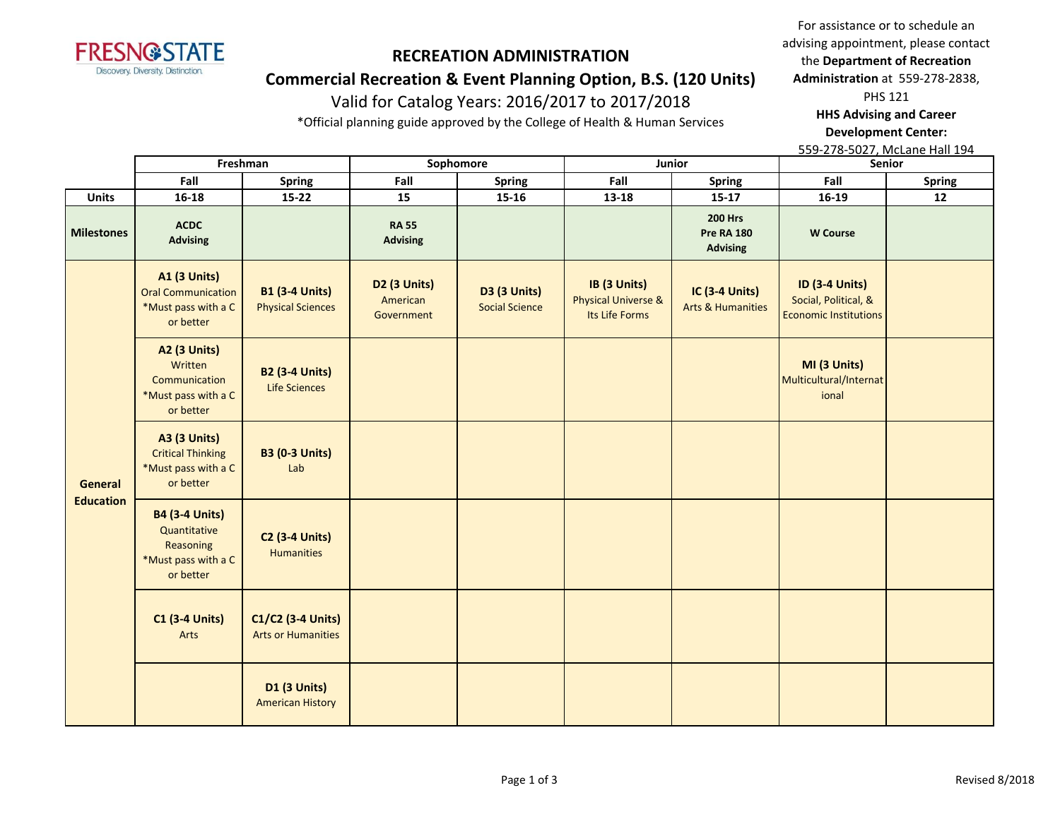# RECREATION ADMINISTRATION

## Commercial Recreation & Event Planning Option, B.S. (120 Units)

Valid for Catalog Years: 2016/2017 to 2017/2018

*Official planning guide approved by the College of Health & Human Services

For assistance or to schedule an advising appointment, please contact the **Department of Recreation Administration** at 559-278-2838, PHS 121

**HHS Advising and Career Development Center:** 559-278-5027, McLane Hall 194

| | Freshman | | Sophomore | | Junior | | Senior | |
|---|---|---|---|---|---|---|---|---|
| | **Fall** | **Spring** | **Fall** | **Spring** | **Fall** | **Spring** | **Fall** | **Spring** |
| **Units** | **16-18** | **15-22** | **15** | **15-16** | **13-18** | **15-17** | **16-19** | **12** |
| **Milestones** | **ACDC Advising** | | **RA 55 Advising** | | | **200 Hrs Pre RA 180 Advising** | **W Course** | |
| **General Education** | **A1 (3 Units)** Oral Communication *Must pass with a C or better | **B1 (3-4 Units)** Physical Sciences | **D2 (3 Units)** American Government | **D3 (3 Units)** Social Science | **IB (3 Units)** Physical Universe & Its Life Forms | **IC (3-4 Units)** Arts & Humanities | **ID (3-4 Units)** Social, Political, & Economic Institutions | |
| | **A2 (3 Units)** Written Communication *Must pass with a C or better | **B2 (3-4 Units)** Life Sciences | | | | | **MI (3 Units)** Multicultural/International | |
| | **A3 (3 Units)** Critical Thinking *Must pass with a C or better | **B3 (0-3 Units)** Lab | | | | | | |
| | **B4 (3-4 Units)** Quantitative Reasoning *Must pass with a C or better | **C2 (3-4 Units)** Humanities | | | | | | |
| | **C1 (3-4 Units)** Arts | **C1/C2 (3-4 Units)** Arts or Humanities | | | | | | |
| | | **D1 (3 Units)** American History | | | | | | |

Revised 8/2018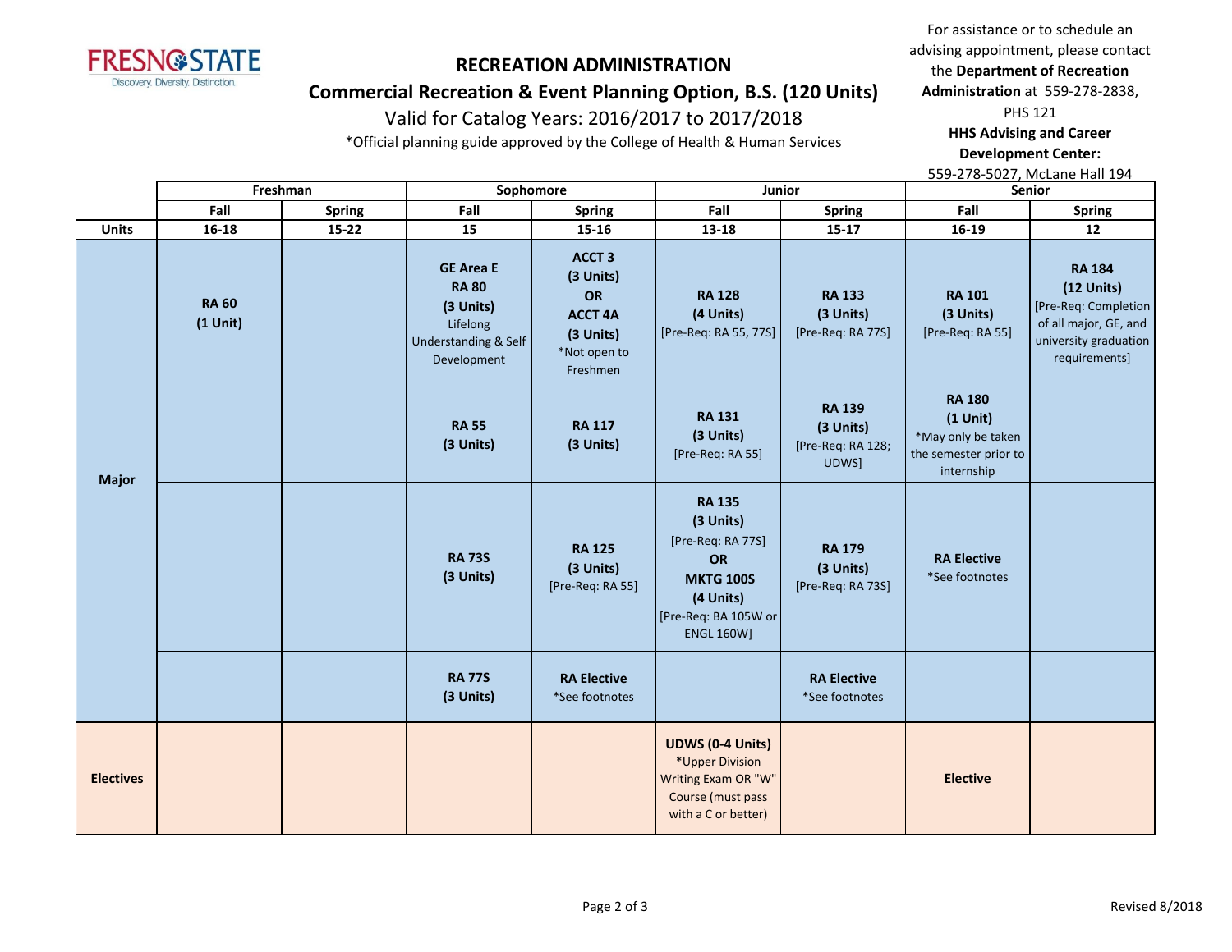# RECREATION ADMINISTRATION

## Commercial Recreation & Event Planning Option, B.S. (120 Units)

Valid for Catalog Years: 2016/2017 to 2017/2018

*Official planning guide approved by the College of Health & Human Services

For assistance or to schedule an advising appointment, please contact the **Department of Recreation Administration** at 559-278-2838, PHS 121

**HHS Advising and Career Development Center:** 559-278-5027, McLane Hall 194

| | Freshman | | Sophomore | | Junior | | Senior | |
|---|---|---|---|---|---|---|---|---|
| | **Fall** | **Spring** | **Fall** | **Spring** | **Fall** | **Spring** | **Fall** | **Spring** |
| **Units** | **16-18** | **15-22** | **15** | **15-16** | **13-18** | **15-17** | **16-19** | **12** |
| **Major** | **RA 60 (1 Unit)** | | **GE Area E RA 80 (3 Units)** Lifelong Understanding & Self Development | **ACCT 3 (3 Units) OR ACCT 4A (3 Units)** *Not open to Freshmen | **RA 128 (4 Units)** [Pre-Req: RA 55, 77S] | **RA 133 (3 Units)** [Pre-Req: RA 77S] | **RA 101 (3 Units)** [Pre-Req: RA 55] | **RA 184 (12 Units)** [Pre-Req: Completion of all major, GE, and university graduation requirements] |
| **Major** | | | **RA 55 (3 Units)** | **RA 117 (3 Units)** | **RA 131 (3 Units)** [Pre-Req: RA 55] | **RA 139 (3 Units)** [Pre-Req: RA 128; UDWS] | **RA 180 (1 Unit)** *May only be taken the semester prior to internship | |
| **Major** | | | **RA 73S (3 Units)** | **RA 125 (3 Units)** [Pre-Req: RA 55] | **RA 135 (3 Units)** [Pre-Req: RA 77S] **OR MKTG 100S (4 Units)** [Pre-Req: BA 105W or ENGL 160W] | **RA 179 (3 Units)** [Pre-Req: RA 73S] | **RA Elective** *See footnotes | |
| **Major** | | | **RA 77S (3 Units)** | **RA Elective** *See footnotes | | **RA Elective** *See footnotes | | |
| **Electives** | | | | | **UDWS (0-4 Units)** *Upper Division Writing Exam OR "W" Course (must pass with a C or better) | | **Elective** | |

Revised 8/2018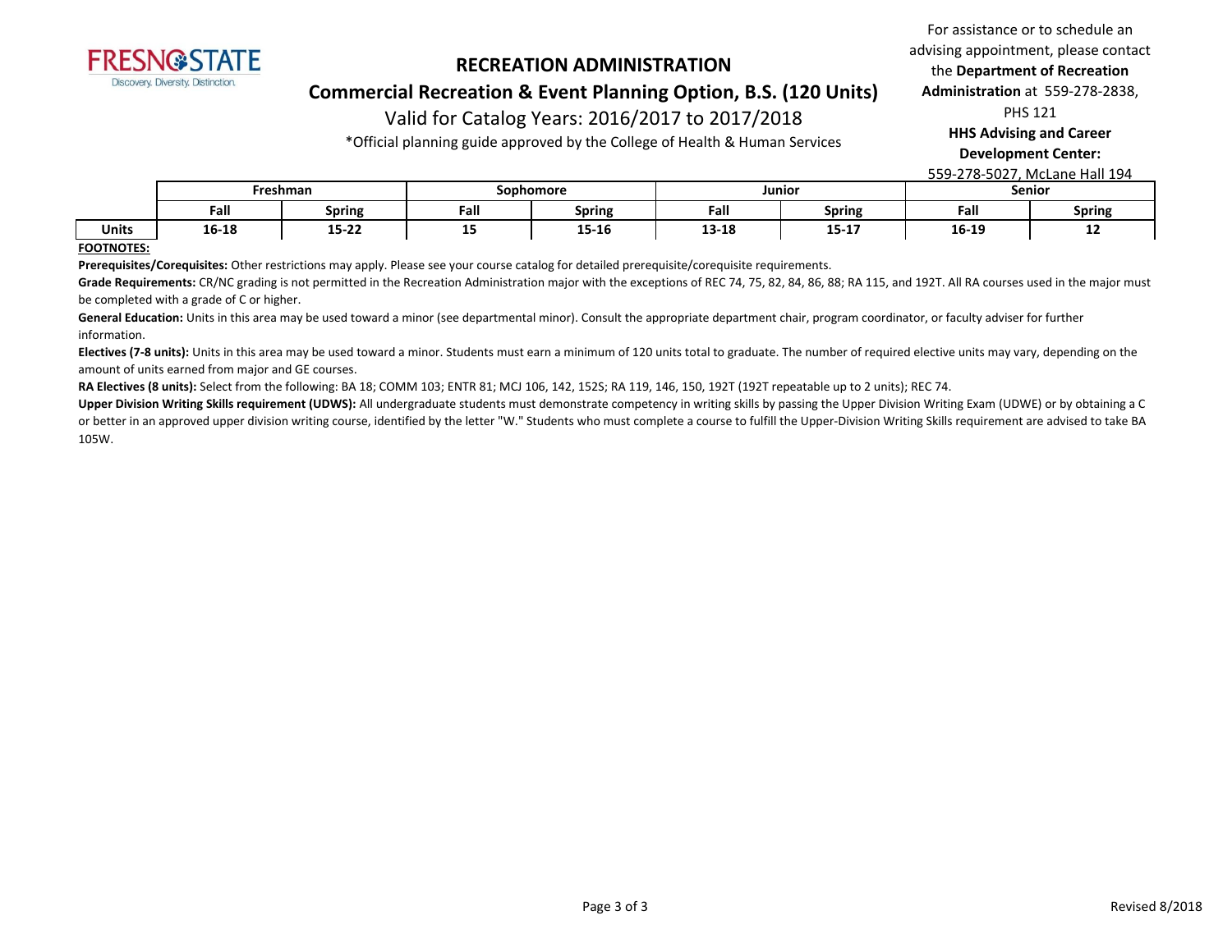FRESNO STATE
Discovery. Diversity. Distinction.

# RECREATION ADMINISTRATION

## Commercial Recreation & Event Planning Option, B.S. (120 Units)

Valid for Catalog Years: 2016/2017 to 2017/2018

*Official planning guide approved by the College of Health & Human Services

For assistance or to schedule an advising appointment, please contact the **Department of Recreation Administration** at 559-278-2838, PHS 121

**HHS Advising and Career Development Center:**
559-278-5027, McLane Hall 194

| | Freshman | | Sophomore | | Junior | | Senior | |
|---|---|---|---|---|---|---|---|---|
| | **Fall** | **Spring** | **Fall** | **Spring** | **Fall** | **Spring** | **Fall** | **Spring** |
| **Units** | **16-18** | **15-22** | **15** | **15-16** | **13-18** | **15-17** | **16-19** | **12** |

**FOOTNOTES:**

**Prerequisites/Corequisites:** Other restrictions may apply. Please see your course catalog for detailed prerequisite/corequisite requirements.

**Grade Requirements:** CR/NC grading is not permitted in the Recreation Administration major with the exceptions of REC 74, 75, 82, 84, 86, 88; RA 115, and 192T. All RA courses used in the major must be completed with a grade of C or higher.

**General Education:** Units in this area may be used toward a minor (see departmental minor). Consult the appropriate department chair, program coordinator, or faculty adviser for further information.

**Electives (7-8 units):** Units in this area may be used toward a minor. Students must earn a minimum of 120 units total to graduate. The number of required elective units may vary, depending on the amount of units earned from major and GE courses.

**RA Electives (8 units):** Select from the following: BA 18; COMM 103; ENTR 81; MCJ 106, 142, 152S; RA 119, 146, 150, 192T (192T repeatable up to 2 units); REC 74.

**Upper Division Writing Skills requirement (UDWS):** All undergraduate students must demonstrate competency in writing skills by passing the Upper Division Writing Exam (UDWE) or by obtaining a C or better in an approved upper division writing course, identified by the letter "W." Students who must complete a course to fulfill the Upper-Division Writing Skills requirement are advised to take BA 105W.

Revised 8/2018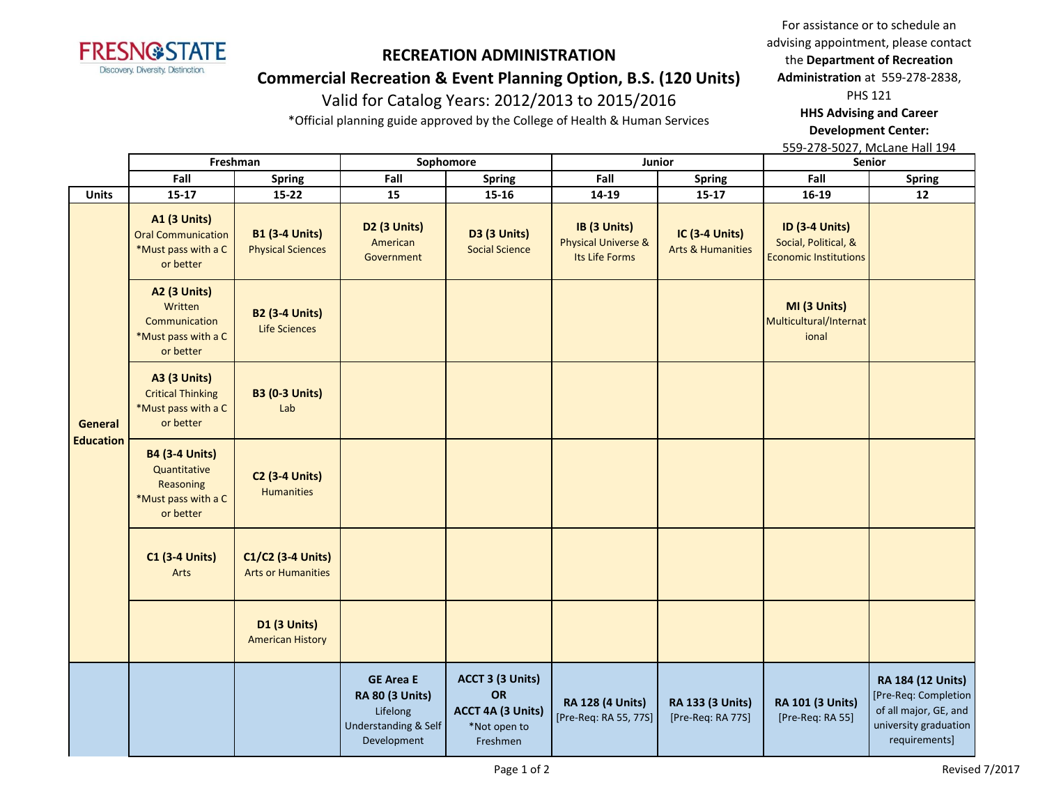# RECREATION ADMINISTRATION

## Commercial Recreation & Event Planning Option, B.S. (120 Units)

Valid for Catalog Years: 2012/2013 to 2015/2016

*Official planning guide approved by the College of Health & Human Services

For assistance or to schedule an advising appointment, please contact the **Department of Recreation Administration** at 559-278-2838, PHS 121

**HHS Advising and Career Development Center:** 559-278-5027, McLane Hall 194

| | Freshman | | Sophomore | | Junior | | Senior | |
|---|---|---|---|---|---|---|---|---|
| | **Fall** | **Spring** | **Fall** | **Spring** | **Fall** | **Spring** | **Fall** | **Spring** |
| **Units** | **15-17** | **15-22** | **15** | **15-16** | **14-19** | **15-17** | **16-19** | **12** |
| **General Education** | **A1 (3 Units)** Oral Communication *Must pass with a C or better | **B1 (3-4 Units)** Physical Sciences | **D2 (3 Units)** American Government | **D3 (3 Units)** Social Science | **IB (3 Units)** Physical Universe & Its Life Forms | **IC (3-4 Units)** Arts & Humanities | **ID (3-4 Units)** Social, Political, & Economic Institutions | |
| | **A2 (3 Units)** Written Communication *Must pass with a C or better | **B2 (3-4 Units)** Life Sciences | | | | | **MI (3 Units)** Multicultural/International | |
| | **A3 (3 Units)** Critical Thinking *Must pass with a C or better | **B3 (0-3 Units)** Lab | | | | | | |
| | **B4 (3-4 Units)** Quantitative Reasoning *Must pass with a C or better | **C2 (3-4 Units)** Humanities | | | | | | |
| | **C1 (3-4 Units)** Arts | **C1/C2 (3-4 Units)** Arts or Humanities | | | | | | |
| | | **D1 (3 Units)** American History | | | | | | |
| | | | **GE Area E RA 80 (3 Units)** Lifelong Understanding & Self Development | **ACCT 3 (3 Units) OR ACCT 4A (3 Units)** *Not open to Freshmen | **RA 128 (4 Units)** [Pre-Req: RA 55, 77S] | **RA 133 (3 Units)** [Pre-Req: RA 77S] | **RA 101 (3 Units)** [Pre-Req: RA 55] | **RA 184 (12 Units)** [Pre-Req: Completion of all major, GE, and university graduation requirements] |

Revised 7/2017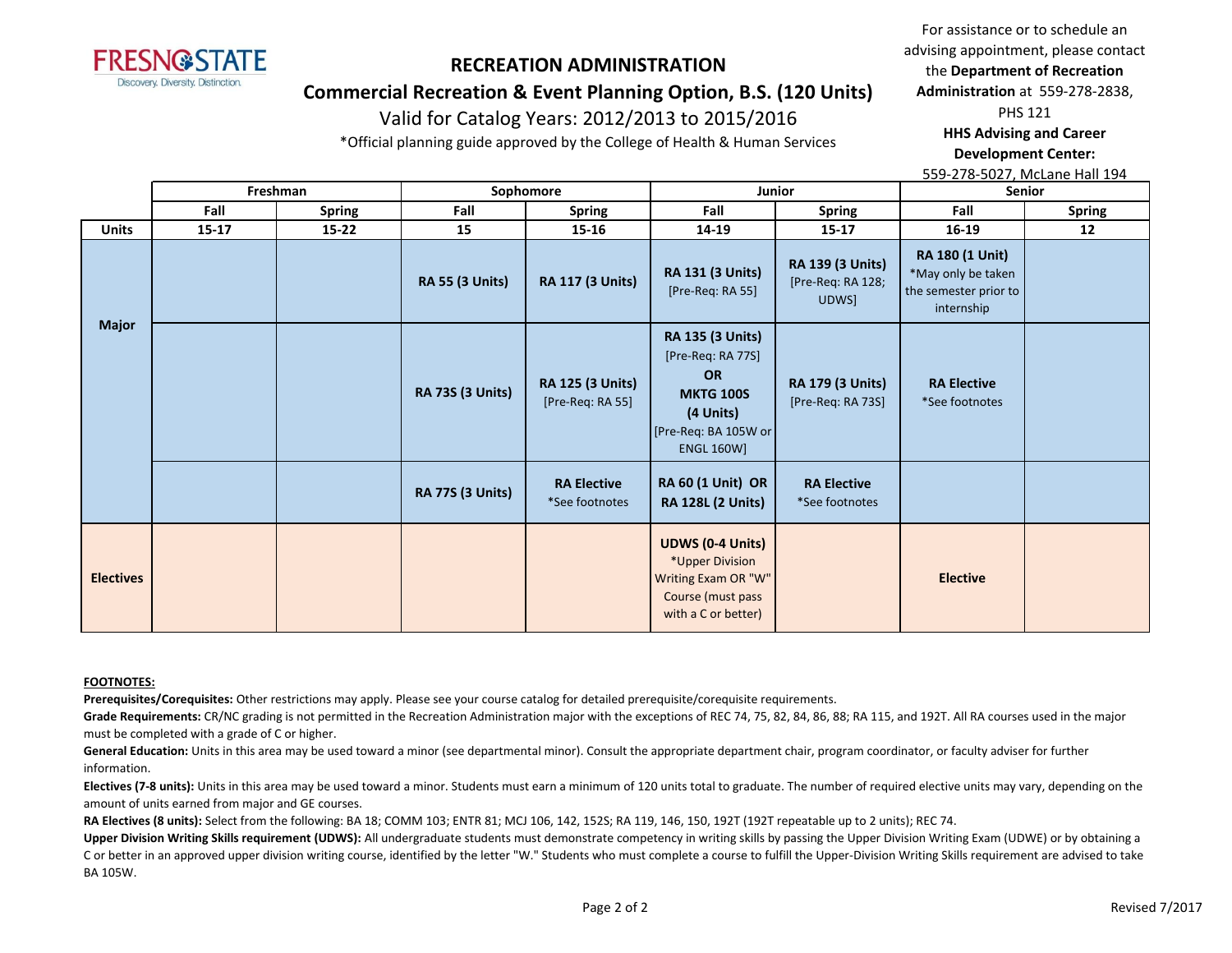FRESNO STATE
Discovery. Diversity. Distinction.

# RECREATION ADMINISTRATION

## Commercial Recreation & Event Planning Option, B.S. (120 Units)

Valid for Catalog Years: 2012/2013 to 2015/2016

*Official planning guide approved by the College of Health & Human Services

For assistance or to schedule an advising appointment, please contact the **Department of Recreation Administration** at 559-278-2838, PHS 121

**HHS Advising and Career Development Center:** 559-278-5027, McLane Hall 194

| | Freshman | | Sophomore | | Junior | | Senior | |
|---|---|---|---|---|---|---|---|---|
| | **Fall** | **Spring** | **Fall** | **Spring** | **Fall** | **Spring** | **Fall** | **Spring** |
| **Units** | **15-17** | **15-22** | **15** | **15-16** | **14-19** | **15-17** | **16-19** | **12** |
| **Major** | | | **RA 55 (3 Units)** | **RA 117 (3 Units)** | **RA 131 (3 Units)** [Pre-Req: RA 55] | **RA 139 (3 Units)** [Pre-Req: RA 128; UDWS] | **RA 180 (1 Unit)** *May only be taken the semester prior to internship | |
| **Major** | | | **RA 73S (3 Units)** | **RA 125 (3 Units)** [Pre-Req: RA 55] | **RA 135 (3 Units)** [Pre-Req: RA 77S] **OR** **MKTG 100S (4 Units)** [Pre-Req: BA 105W or ENGL 160W] | **RA 179 (3 Units)** [Pre-Req: RA 73S] | **RA Elective** *See footnotes | |
| **Major** | | | **RA 77S (3 Units)** | **RA Elective** *See footnotes | **RA 60 (1 Unit) OR RA 128L (2 Units)** | **RA Elective** *See footnotes | | |
| **Electives** | | | | | **UDWS (0-4 Units)** *Upper Division Writing Exam OR "W" Course (must pass with a C or better) | | **Elective** | |

**FOOTNOTES:**

**Prerequisites/Corequisites:** Other restrictions may apply. Please see your course catalog for detailed prerequisite/corequisite requirements.

**Grade Requirements:** CR/NC grading is not permitted in the Recreation Administration major with the exceptions of REC 74, 75, 82, 84, 86, 88; RA 115, and 192T. All RA courses used in the major must be completed with a grade of C or higher.

**General Education:** Units in this area may be used toward a minor (see departmental minor). Consult the appropriate department chair, program coordinator, or faculty adviser for further information.

**Electives (7-8 units):** Units in this area may be used toward a minor. Students must earn a minimum of 120 units total to graduate. The number of required elective units may vary, depending on the amount of units earned from major and GE courses.

**RA Electives (8 units):** Select from the following: BA 18; COMM 103; ENTR 81; MCJ 106, 142, 152S; RA 119, 146, 150, 192T (192T repeatable up to 2 units); REC 74.

**Upper Division Writing Skills requirement (UDWS):** All undergraduate students must demonstrate competency in writing skills by passing the Upper Division Writing Exam (UDWE) or by obtaining a C or better in an approved upper division writing course, identified by the letter "W." Students who must complete a course to fulfill the Upper-Division Writing Skills requirement are advised to take BA 105W.

Revised 7/2017